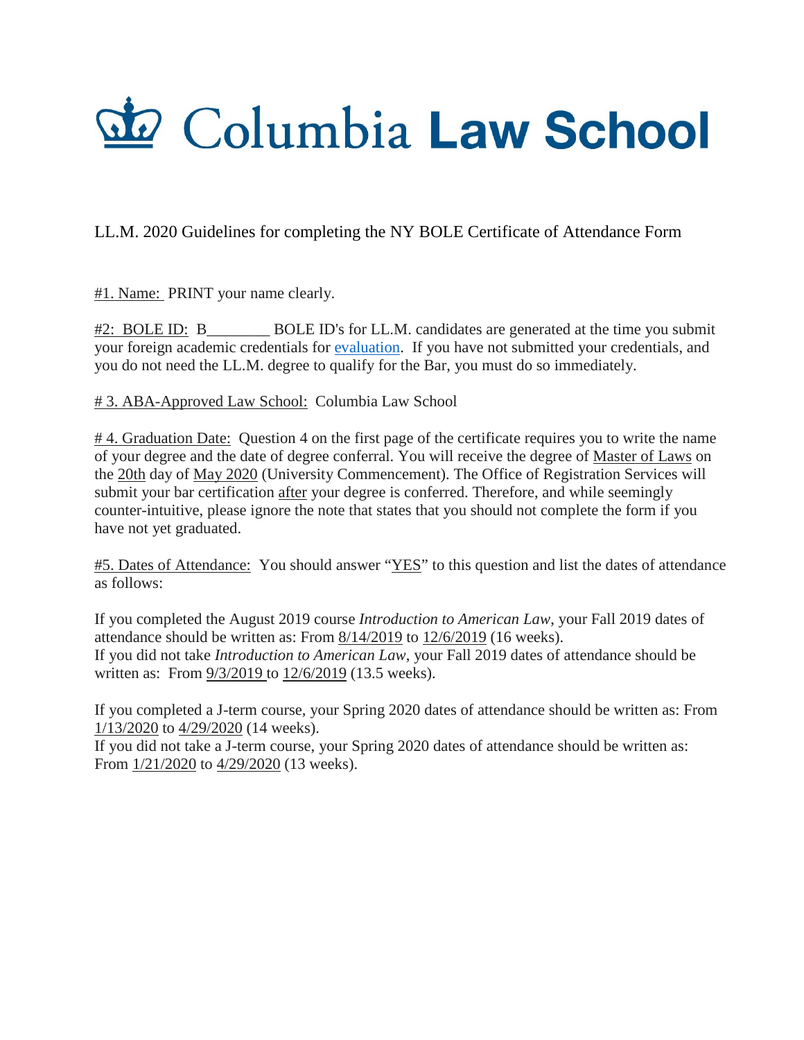# Columbia Law School

LL.M. 2020 Guidelines for completing the NY BOLE Certificate of Attendance Form

#1. Name: PRINT your name clearly.

#2: BOLE ID: B________ BOLE ID's for LL.M. candidates are generated at the time you submit your foreign academic credentials for evaluation. If you have not submitted your credentials, and you do not need the LL.M. degree to qualify for the Bar, you must do so immediately.

# 3. ABA-Approved Law School: Columbia Law School

# 4. Graduation Date: Question 4 on the first page of the certificate requires you to write the name of your degree and the date of degree conferral. You will receive the degree of Master of Laws on the 20th day of May 2020 (University Commencement). The Office of Registration Services will submit your bar certification after your degree is conferred. Therefore, and while seemingly counter-intuitive, please ignore the note that states that you should not complete the form if you have not yet graduated.

#5. Dates of Attendance: You should answer "YES" to this question and list the dates of attendance as follows:

If you completed the August 2019 course *Introduction to American Law*, your Fall 2019 dates of attendance should be written as: From 8/14/2019 to 12/6/2019 (16 weeks).
If you did not take *Introduction to American Law*, your Fall 2019 dates of attendance should be written as: From 9/3/2019 to 12/6/2019 (13.5 weeks).

If you completed a J-term course, your Spring 2020 dates of attendance should be written as: From 1/13/2020 to 4/29/2020 (14 weeks).
If you did not take a J-term course, your Spring 2020 dates of attendance should be written as: From 1/21/2020 to 4/29/2020 (13 weeks).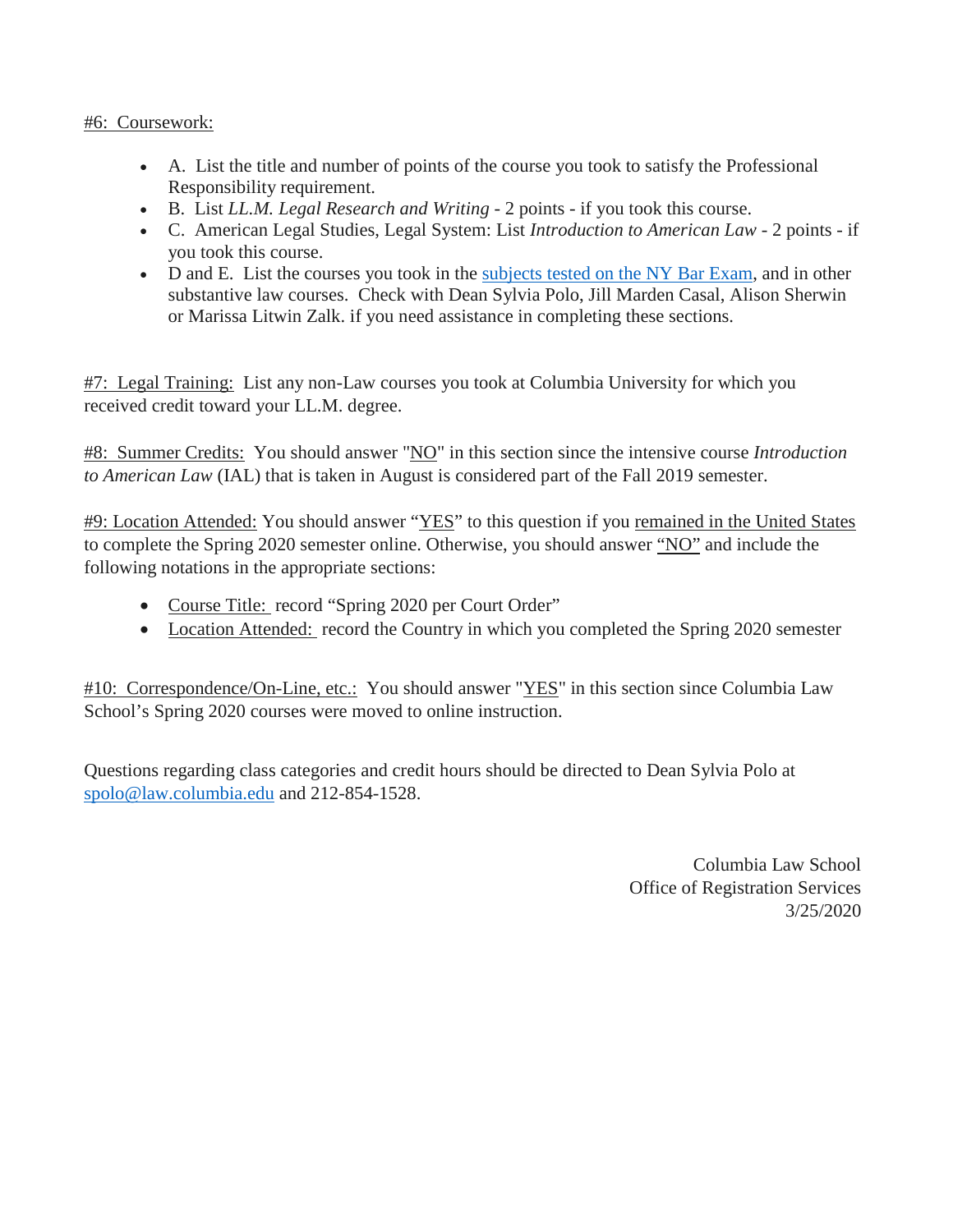#6: Coursework:

- A. List the title and number of points of the course you took to satisfy the Professional Responsibility requirement.
- B. List *LL.M. Legal Research and Writing* - 2 points - if you took this course.
- C. American Legal Studies, Legal System: List *Introduction to American Law* - 2 points - if you took this course.
- D and E. List the courses you took in the subjects tested on the NY Bar Exam, and in other substantive law courses. Check with Dean Sylvia Polo, Jill Marden Casal, Alison Sherwin or Marissa Litwin Zalk. if you need assistance in completing these sections.

#7: Legal Training: List any non-Law courses you took at Columbia University for which you received credit toward your LL.M. degree.

#8: Summer Credits: You should answer "NO" in this section since the intensive course *Introduction to American Law* (IAL) that is taken in August is considered part of the Fall 2019 semester.

#9: Location Attended: You should answer "YES" to this question if you remained in the United States to complete the Spring 2020 semester online. Otherwise, you should answer "NO" and include the following notations in the appropriate sections:

- Course Title: record "Spring 2020 per Court Order"
- Location Attended: record the Country in which you completed the Spring 2020 semester

#10: Correspondence/On-Line, etc.: You should answer "YES" in this section since Columbia Law School's Spring 2020 courses were moved to online instruction.

Questions regarding class categories and credit hours should be directed to Dean Sylvia Polo at spolo@law.columbia.edu and 212-854-1528.

Columbia Law School
Office of Registration Services
3/25/2020